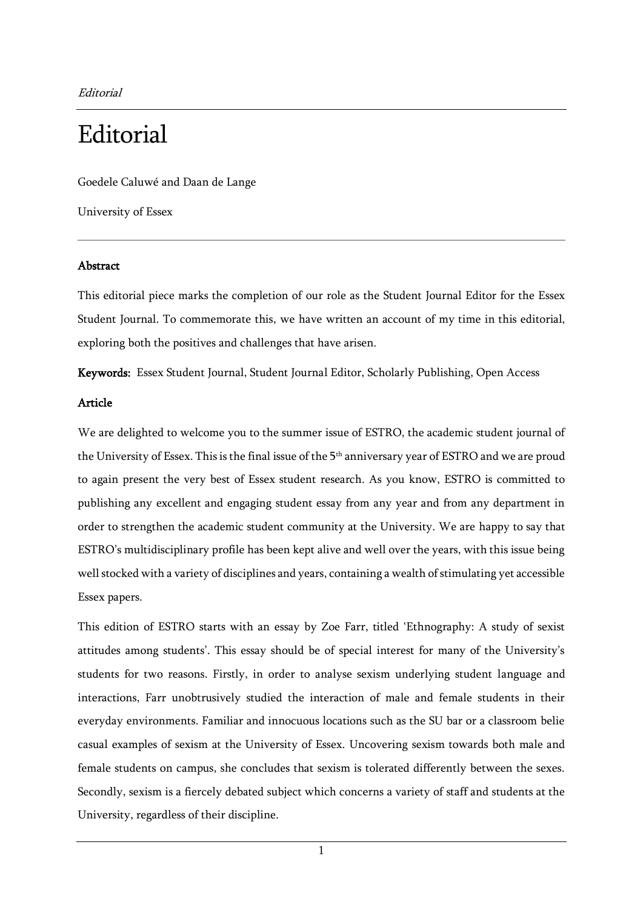# Editorial

Goedele Caluwé and Daan de Lange

University of Essex

## Abstract

This editorial piece marks the completion of our role as the Student Journal Editor for the Essex Student Journal. To commemorate this, we have written an account of my time in this editorial, exploring both the positives and challenges that have arisen.

**Keywords:** Essex Student Journal, Student Journal Editor, Scholarly Publishing, Open Access

## Article

We are delighted to welcome you to the summer issue of ESTRO, the academic student journal of the University of Essex. This is the final issue of the 5th anniversary year of ESTRO and we are proud to again present the very best of Essex student research. As you know, ESTRO is committed to publishing any excellent and engaging student essay from any year and from any department in order to strengthen the academic student community at the University. We are happy to say that ESTRO's multidisciplinary profile has been kept alive and well over the years, with this issue being well stocked with a variety of disciplines and years, containing a wealth of stimulating yet accessible Essex papers.

This edition of ESTRO starts with an essay by Zoe Farr, titled 'Ethnography: A study of sexist attitudes among students'. This essay should be of special interest for many of the University's students for two reasons. Firstly, in order to analyse sexism underlying student language and interactions, Farr unobtrusively studied the interaction of male and female students in their everyday environments. Familiar and innocuous locations such as the SU bar or a classroom belie casual examples of sexism at the University of Essex. Uncovering sexism towards both male and female students on campus, she concludes that sexism is tolerated differently between the sexes. Secondly, sexism is a fiercely debated subject which concerns a variety of staff and students at the University, regardless of their discipline.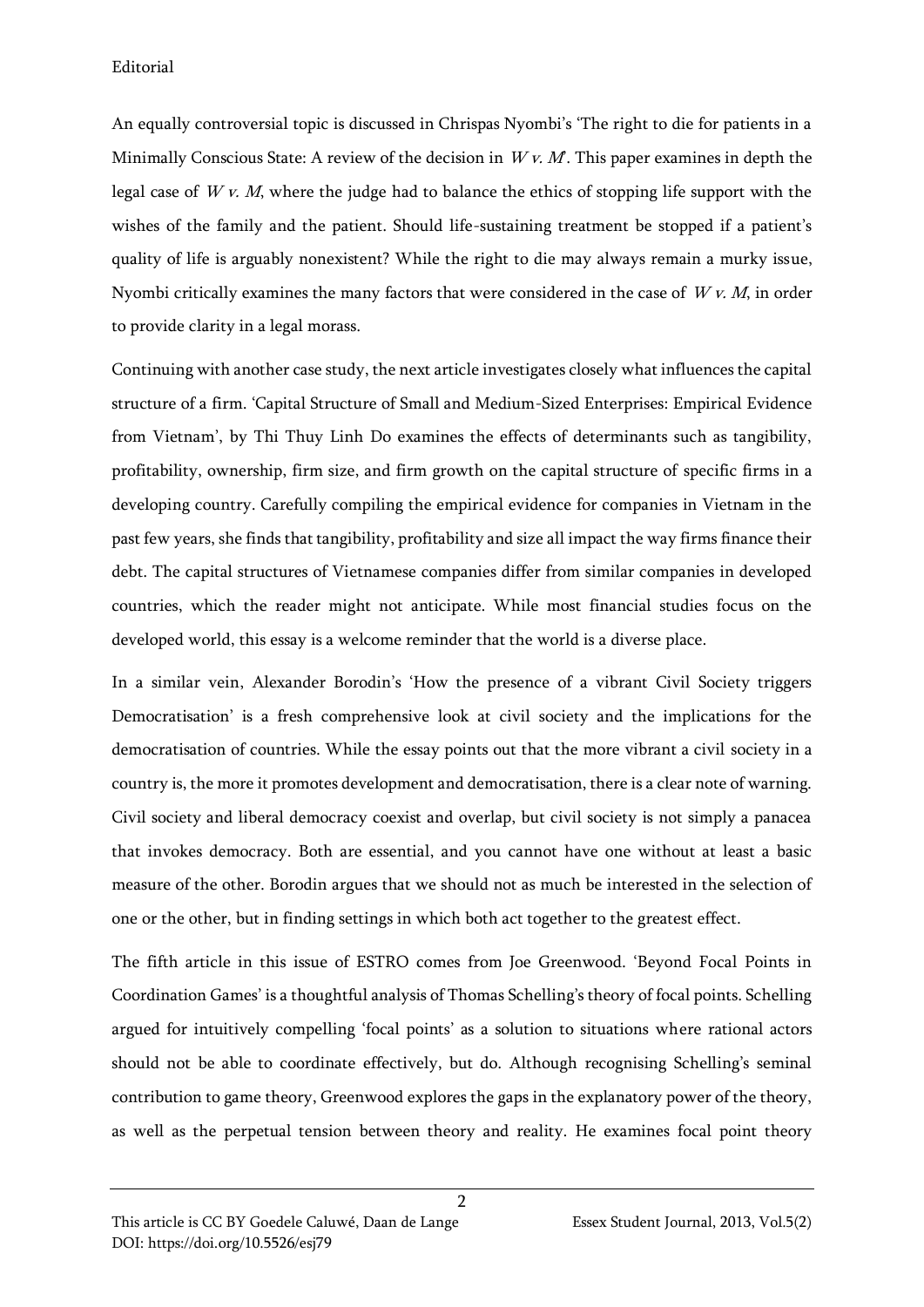An equally controversial topic is discussed in Chrispas Nyombi's 'The right to die for patients in a Minimally Conscious State: A review of the decision in *W v. M*'. This paper examines in depth the legal case of *W v. M*, where the judge had to balance the ethics of stopping life support with the wishes of the family and the patient. Should life-sustaining treatment be stopped if a patient's quality of life is arguably nonexistent? While the right to die may always remain a murky issue, Nyombi critically examines the many factors that were considered in the case of *W v. M*, in order to provide clarity in a legal morass.

Continuing with another case study, the next article investigates closely what influences the capital structure of a firm. 'Capital Structure of Small and Medium-Sized Enterprises: Empirical Evidence from Vietnam', by Thi Thuy Linh Do examines the effects of determinants such as tangibility, profitability, ownership, firm size, and firm growth on the capital structure of specific firms in a developing country. Carefully compiling the empirical evidence for companies in Vietnam in the past few years, she finds that tangibility, profitability and size all impact the way firms finance their debt. The capital structures of Vietnamese companies differ from similar companies in developed countries, which the reader might not anticipate. While most financial studies focus on the developed world, this essay is a welcome reminder that the world is a diverse place.

In a similar vein, Alexander Borodin's 'How the presence of a vibrant Civil Society triggers Democratisation' is a fresh comprehensive look at civil society and the implications for the democratisation of countries. While the essay points out that the more vibrant a civil society in a country is, the more it promotes development and democratisation, there is a clear note of warning. Civil society and liberal democracy coexist and overlap, but civil society is not simply a panacea that invokes democracy. Both are essential, and you cannot have one without at least a basic measure of the other. Borodin argues that we should not as much be interested in the selection of one or the other, but in finding settings in which both act together to the greatest effect.

The fifth article in this issue of ESTRO comes from Joe Greenwood. 'Beyond Focal Points in Coordination Games' is a thoughtful analysis of Thomas Schelling's theory of focal points. Schelling argued for intuitively compelling 'focal points' as a solution to situations where rational actors should not be able to coordinate effectively, but do. Although recognising Schelling's seminal contribution to game theory, Greenwood explores the gaps in the explanatory power of the theory, as well as the perpetual tension between theory and reality. He examines focal point theory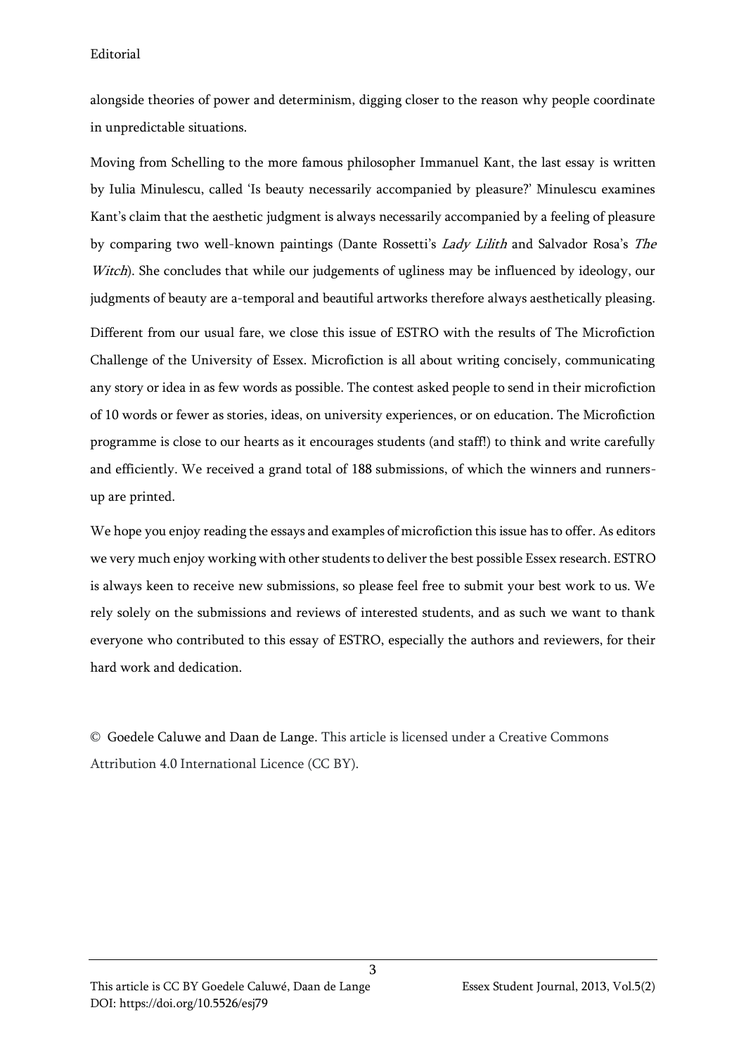alongside theories of power and determinism, digging closer to the reason why people coordinate in unpredictable situations.

Moving from Schelling to the more famous philosopher Immanuel Kant, the last essay is written by Iulia Minulescu, called 'Is beauty necessarily accompanied by pleasure?' Minulescu examines Kant's claim that the aesthetic judgment is always necessarily accompanied by a feeling of pleasure by comparing two well-known paintings (Dante Rossetti's *Lady Lilith* and Salvador Rosa's *The Witch*). She concludes that while our judgements of ugliness may be influenced by ideology, our judgments of beauty are a-temporal and beautiful artworks therefore always aesthetically pleasing.

Different from our usual fare, we close this issue of ESTRO with the results of The Microfiction Challenge of the University of Essex. Microfiction is all about writing concisely, communicating any story or idea in as few words as possible. The contest asked people to send in their microfiction of 10 words or fewer as stories, ideas, on university experiences, or on education. The Microfiction programme is close to our hearts as it encourages students (and staff!) to think and write carefully and efficiently. We received a grand total of 188 submissions, of which the winners and runners-up are printed.

We hope you enjoy reading the essays and examples of microfiction this issue has to offer. As editors we very much enjoy working with other students to deliver the best possible Essex research. ESTRO is always keen to receive new submissions, so please feel free to submit your best work to us. We rely solely on the submissions and reviews of interested students, and as such we want to thank everyone who contributed to this essay of ESTRO, especially the authors and reviewers, for their hard work and dedication.

© Goedele Caluwe and Daan de Lange. This article is licensed under a Creative Commons Attribution 4.0 International Licence (CC BY).